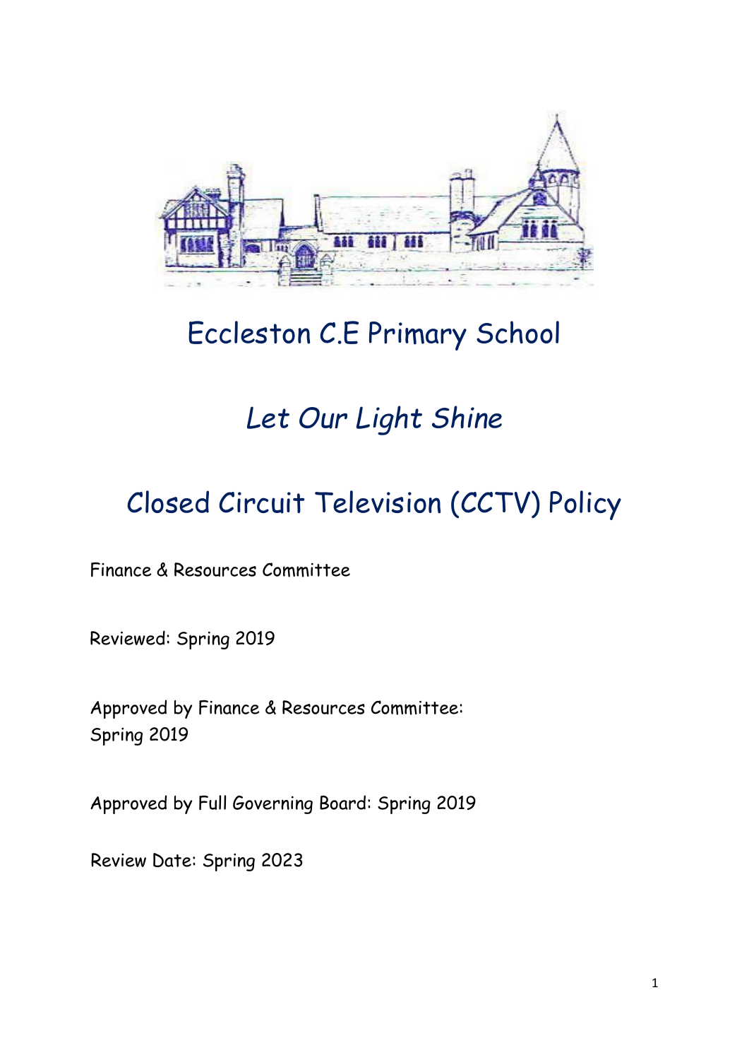# Eccleston C.E Primary School

## *Let Our Light Shine*

# Closed Circuit Television (CCTV) Policy

Finance & Resources Committee

Reviewed: Spring 2019

Approved by Finance & Resources Committee:
Spring 2019

Approved by Full Governing Board: Spring 2019

Review Date: Spring 2023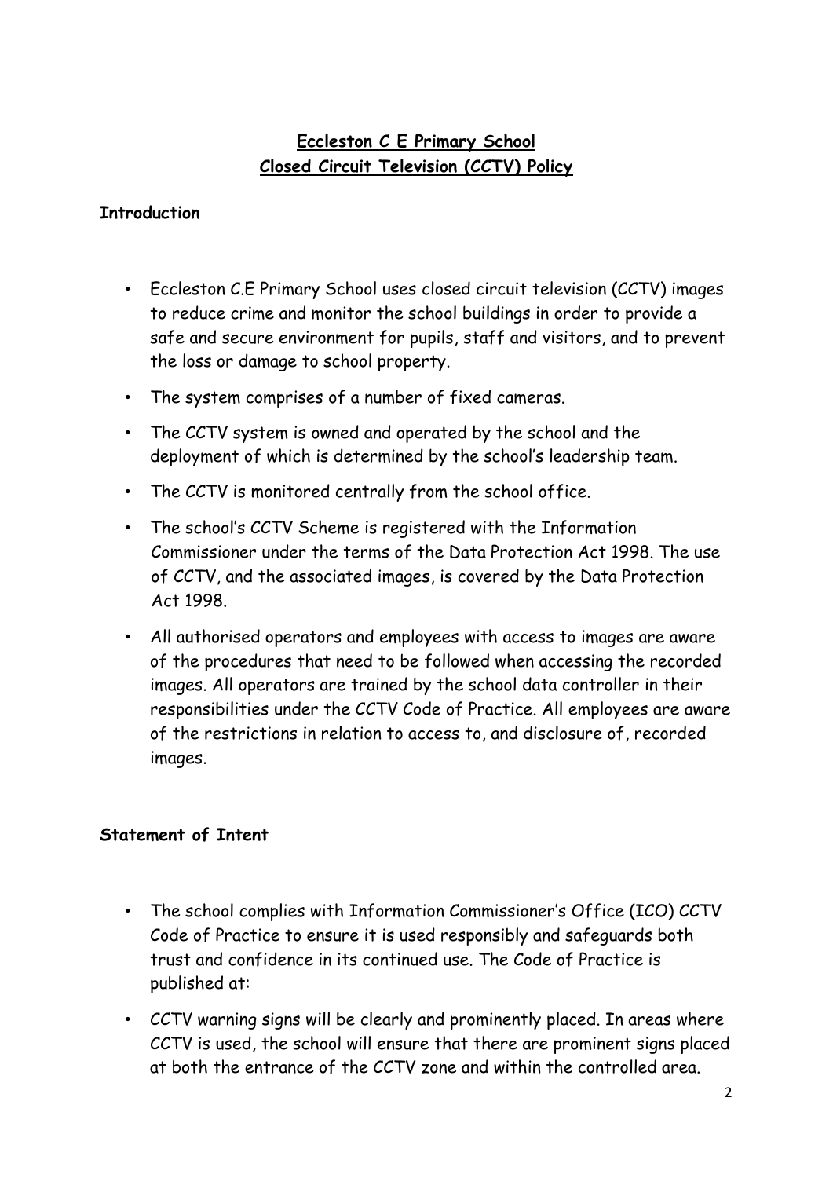# Eccleston C E Primary School
# Closed Circuit Television (CCTV) Policy

## Introduction

- Eccleston C.E Primary School uses closed circuit television (CCTV) images to reduce crime and monitor the school buildings in order to provide a safe and secure environment for pupils, staff and visitors, and to prevent the loss or damage to school property.
- The system comprises of a number of fixed cameras.
- The CCTV system is owned and operated by the school and the deployment of which is determined by the school's leadership team.
- The CCTV is monitored centrally from the school office.
- The school's CCTV Scheme is registered with the Information Commissioner under the terms of the Data Protection Act 1998. The use of CCTV, and the associated images, is covered by the Data Protection Act 1998.
- All authorised operators and employees with access to images are aware of the procedures that need to be followed when accessing the recorded images. All operators are trained by the school data controller in their responsibilities under the CCTV Code of Practice. All employees are aware of the restrictions in relation to access to, and disclosure of, recorded images.

## Statement of Intent

- The school complies with Information Commissioner's Office (ICO) CCTV Code of Practice to ensure it is used responsibly and safeguards both trust and confidence in its continued use. The Code of Practice is published at:
- CCTV warning signs will be clearly and prominently placed. In areas where CCTV is used, the school will ensure that there are prominent signs placed at both the entrance of the CCTV zone and within the controlled area.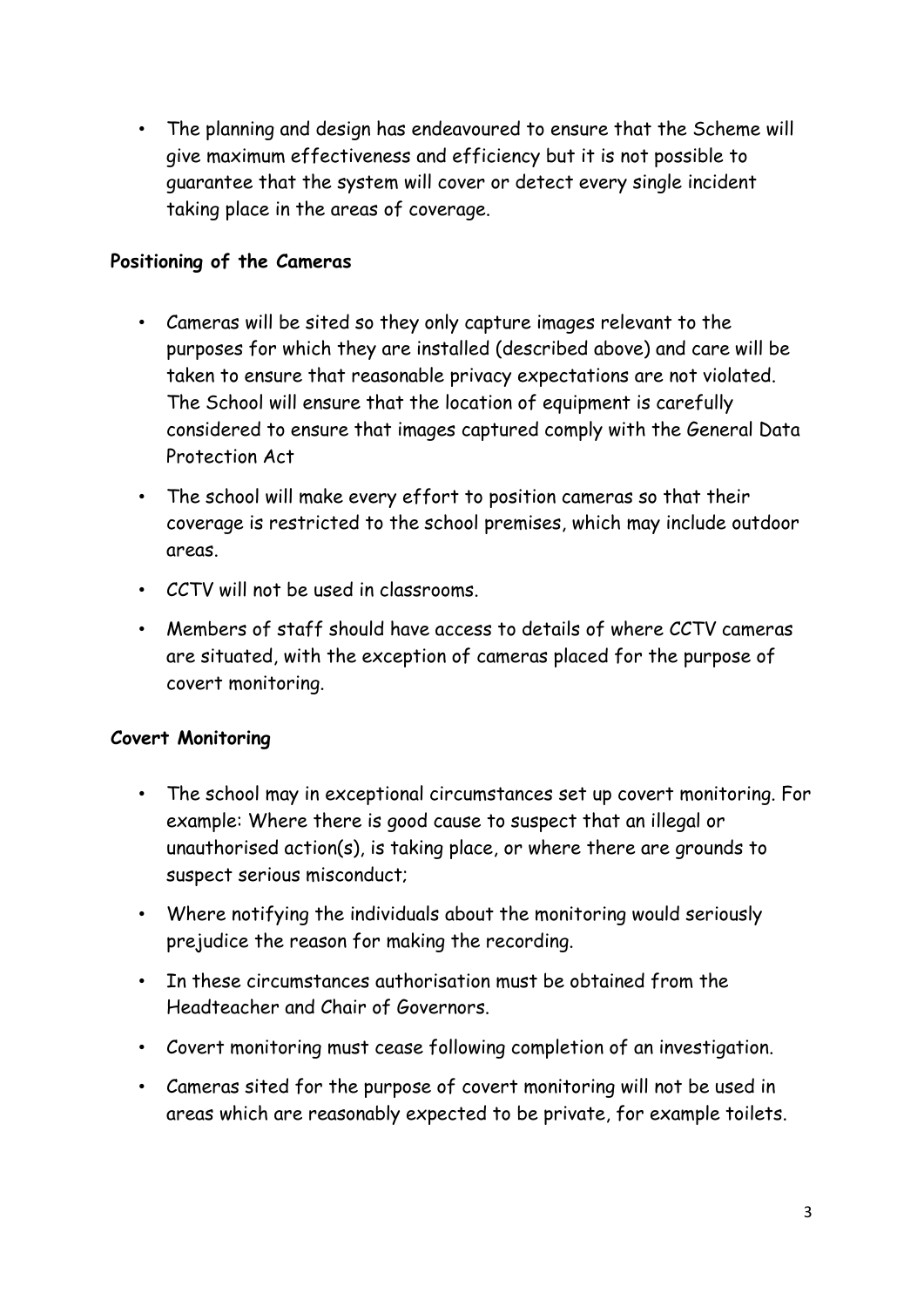- The planning and design has endeavoured to ensure that the Scheme will give maximum effectiveness and efficiency but it is not possible to guarantee that the system will cover or detect every single incident taking place in the areas of coverage.

**Positioning of the Cameras**

- Cameras will be sited so they only capture images relevant to the purposes for which they are installed (described above) and care will be taken to ensure that reasonable privacy expectations are not violated. The School will ensure that the location of equipment is carefully considered to ensure that images captured comply with the General Data Protection Act
- The school will make every effort to position cameras so that their coverage is restricted to the school premises, which may include outdoor areas.
- CCTV will not be used in classrooms.
- Members of staff should have access to details of where CCTV cameras are situated, with the exception of cameras placed for the purpose of covert monitoring.

**Covert Monitoring**

- The school may in exceptional circumstances set up covert monitoring. For example: Where there is good cause to suspect that an illegal or unauthorised action(s), is taking place, or where there are grounds to suspect serious misconduct;
- Where notifying the individuals about the monitoring would seriously prejudice the reason for making the recording.
- In these circumstances authorisation must be obtained from the Headteacher and Chair of Governors.
- Covert monitoring must cease following completion of an investigation.
- Cameras sited for the purpose of covert monitoring will not be used in areas which are reasonably expected to be private, for example toilets.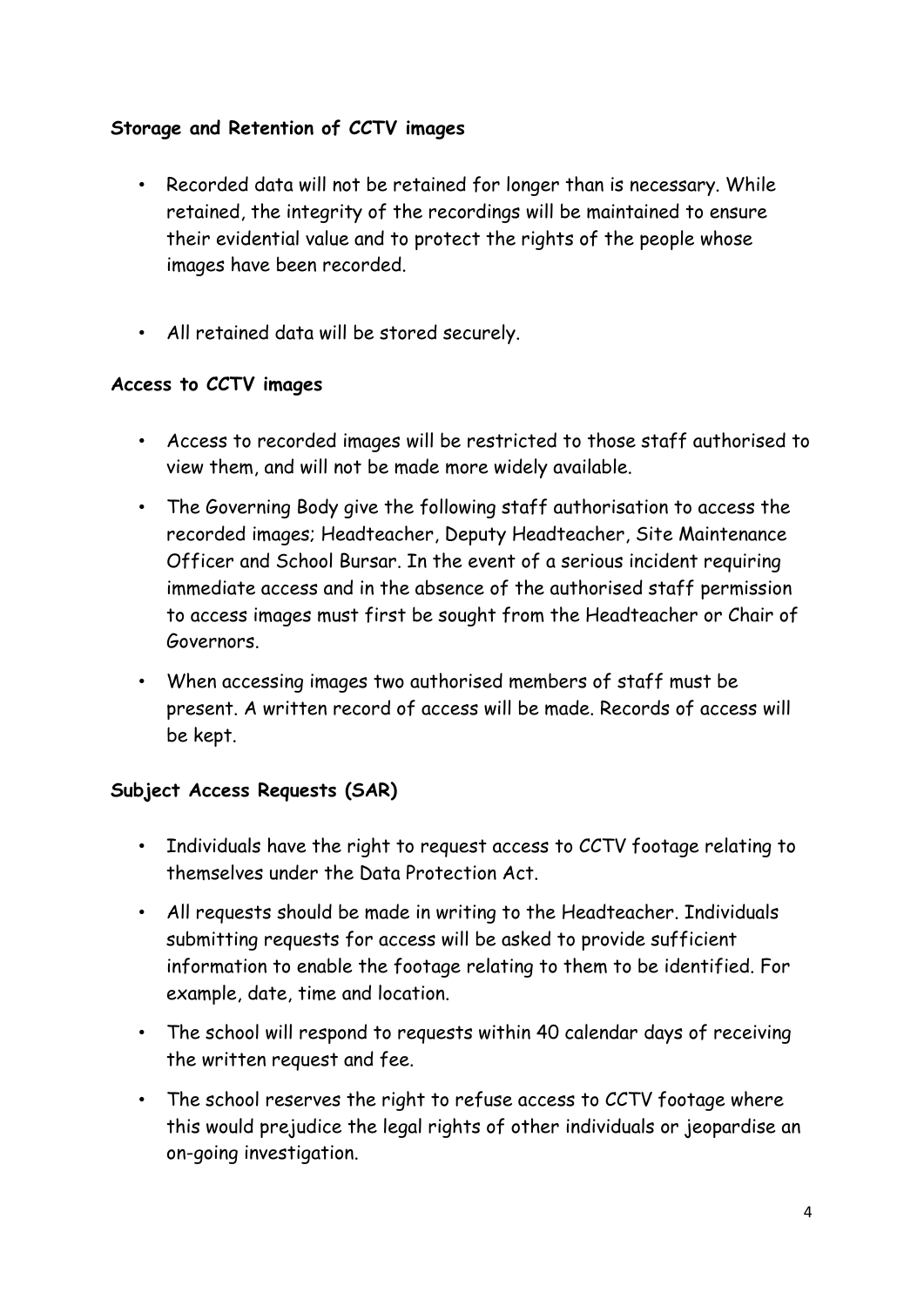**Storage and Retention of CCTV images**

- Recorded data will not be retained for longer than is necessary. While retained, the integrity of the recordings will be maintained to ensure their evidential value and to protect the rights of the people whose images have been recorded.

- All retained data will be stored securely.

**Access to CCTV images**

- Access to recorded images will be restricted to those staff authorised to view them, and will not be made more widely available.
- The Governing Body give the following staff authorisation to access the recorded images; Headteacher, Deputy Headteacher, Site Maintenance Officer and School Bursar. In the event of a serious incident requiring immediate access and in the absence of the authorised staff permission to access images must first be sought from the Headteacher or Chair of Governors.
- When accessing images two authorised members of staff must be present. A written record of access will be made. Records of access will be kept.

**Subject Access Requests (SAR)**

- Individuals have the right to request access to CCTV footage relating to themselves under the Data Protection Act.
- All requests should be made in writing to the Headteacher. Individuals submitting requests for access will be asked to provide sufficient information to enable the footage relating to them to be identified. For example, date, time and location.
- The school will respond to requests within 40 calendar days of receiving the written request and fee.
- The school reserves the right to refuse access to CCTV footage where this would prejudice the legal rights of other individuals or jeopardise an on-going investigation.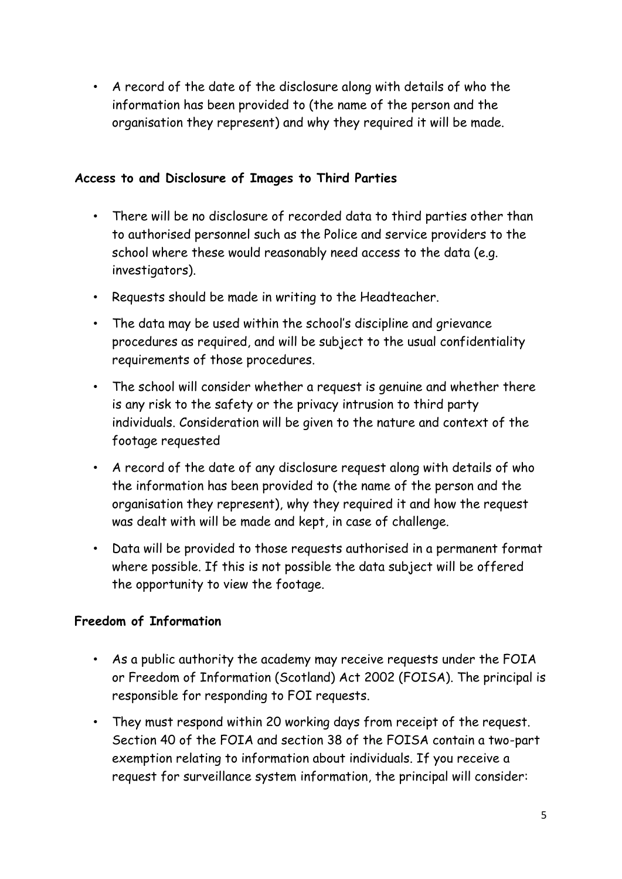- A record of the date of the disclosure along with details of who the information has been provided to (the name of the person and the organisation they represent) and why they required it will be made.

**Access to and Disclosure of Images to Third Parties**

- There will be no disclosure of recorded data to third parties other than to authorised personnel such as the Police and service providers to the school where these would reasonably need access to the data (e.g. investigators).
- Requests should be made in writing to the Headteacher.
- The data may be used within the school's discipline and grievance procedures as required, and will be subject to the usual confidentiality requirements of those procedures.
- The school will consider whether a request is genuine and whether there is any risk to the safety or the privacy intrusion to third party individuals. Consideration will be given to the nature and context of the footage requested
- A record of the date of any disclosure request along with details of who the information has been provided to (the name of the person and the organisation they represent), why they required it and how the request was dealt with will be made and kept, in case of challenge.
- Data will be provided to those requests authorised in a permanent format where possible. If this is not possible the data subject will be offered the opportunity to view the footage.

**Freedom of Information**

- As a public authority the academy may receive requests under the FOIA or Freedom of Information (Scotland) Act 2002 (FOISA). The principal is responsible for responding to FOI requests.
- They must respond within 20 working days from receipt of the request. Section 40 of the FOIA and section 38 of the FOISA contain a two-part exemption relating to information about individuals. If you receive a request for surveillance system information, the principal will consider: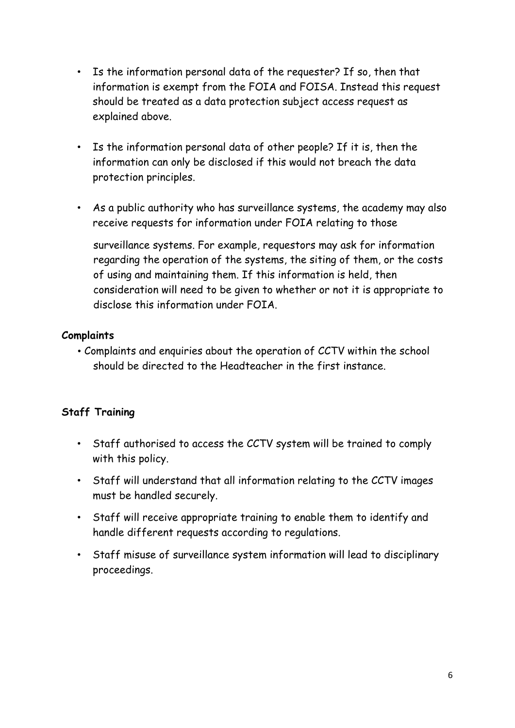- Is the information personal data of the requester? If so, then that information is exempt from the FOIA and FOISA. Instead this request should be treated as a data protection subject access request as explained above.
- Is the information personal data of other people? If it is, then the information can only be disclosed if this would not breach the data protection principles.
- As a public authority who has surveillance systems, the academy may also receive requests for information under FOIA relating to those surveillance systems. For example, requestors may ask for information regarding the operation of the systems, the siting of them, or the costs of using and maintaining them. If this information is held, then consideration will need to be given to whether or not it is appropriate to disclose this information under FOIA.

**Complaints**

- Complaints and enquiries about the operation of CCTV within the school should be directed to the Headteacher in the first instance.

**Staff Training**

- Staff authorised to access the CCTV system will be trained to comply with this policy.
- Staff will understand that all information relating to the CCTV images must be handled securely.
- Staff will receive appropriate training to enable them to identify and handle different requests according to regulations.
- Staff misuse of surveillance system information will lead to disciplinary proceedings.